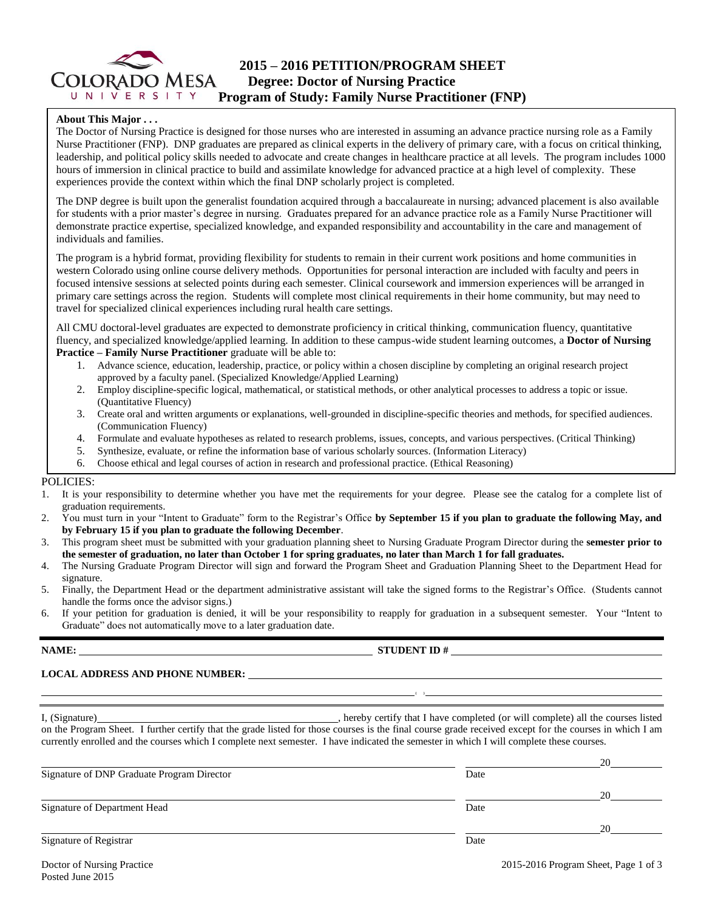# 2015 – 2016 PETITION/PROGRAM SHEET

## Degree: Doctor of Nursing Practice

## Program of Study: Family Nurse Practitioner (FNP)

**About This Major . . .**

The Doctor of Nursing Practice is designed for those nurses who are interested in assuming an advance practice nursing role as a Family Nurse Practitioner (FNP). DNP graduates are prepared as clinical experts in the delivery of primary care, with a focus on critical thinking, leadership, and political policy skills needed to advocate and create changes in healthcare practice at all levels. The program includes 1000 hours of immersion in clinical practice to build and assimilate knowledge for advanced practice at a high level of complexity. These experiences provide the context within which the final DNP scholarly project is completed.

The DNP degree is built upon the generalist foundation acquired through a baccalaureate in nursing; advanced placement is also available for students with a prior master's degree in nursing. Graduates prepared for an advance practice role as a Family Nurse Practitioner will demonstrate practice expertise, specialized knowledge, and expanded responsibility and accountability in the care and management of individuals and families.

The program is a hybrid format, providing flexibility for students to remain in their current work positions and home communities in western Colorado using online course delivery methods. Opportunities for personal interaction are included with faculty and peers in focused intensive sessions at selected points during each semester. Clinical coursework and immersion experiences will be arranged in primary care settings across the region. Students will complete most clinical requirements in their home community, but may need to travel for specialized clinical experiences including rural health care settings.

All CMU doctoral-level graduates are expected to demonstrate proficiency in critical thinking, communication fluency, quantitative fluency, and specialized knowledge/applied learning. In addition to these campus-wide student learning outcomes, a **Doctor of Nursing Practice – Family Nurse Practitioner** graduate will be able to:

1. Advance science, education, leadership, practice, or policy within a chosen discipline by completing an original research project approved by a faculty panel. (Specialized Knowledge/Applied Learning)
2. Employ discipline-specific logical, mathematical, or statistical methods, or other analytical processes to address a topic or issue. (Quantitative Fluency)
3. Create oral and written arguments or explanations, well-grounded in discipline-specific theories and methods, for specified audiences. (Communication Fluency)
4. Formulate and evaluate hypotheses as related to research problems, issues, concepts, and various perspectives. (Critical Thinking)
5. Synthesize, evaluate, or refine the information base of various scholarly sources. (Information Literacy)
6. Choose ethical and legal courses of action in research and professional practice. (Ethical Reasoning)

POLICIES:

1. It is your responsibility to determine whether you have met the requirements for your degree. Please see the catalog for a complete list of graduation requirements.
2. You must turn in your "Intent to Graduate" form to the Registrar's Office **by September 15 if you plan to graduate the following May, and by February 15 if you plan to graduate the following December**.
3. This program sheet must be submitted with your graduation planning sheet to Nursing Graduate Program Director during the **semester prior to the semester of graduation, no later than October 1 for spring graduates, no later than March 1 for fall graduates.**
4. The Nursing Graduate Program Director will sign and forward the Program Sheet and Graduation Planning Sheet to the Department Head for signature.
5. Finally, the Department Head or the department administrative assistant will take the signed forms to the Registrar's Office. (Students cannot handle the forms once the advisor signs.)
6. If your petition for graduation is denied, it will be your responsibility to reapply for graduation in a subsequent semester. Your "Intent to Graduate" does not automatically move to a later graduation date.

**NAME:** ______________________________ **STUDENT ID #** ______________________________

**LOCAL ADDRESS AND PHONE NUMBER:** ______________________________

______________________________ ( ) ______________________________

I, (Signature)______________________________, hereby certify that I have completed (or will complete) all the courses listed on the Program Sheet. I further certify that the grade listed for those courses is the final course grade received except for the courses in which I am currently enrolled and the courses which I complete next semester. I have indicated the semester in which I will complete these courses.

______________________________ ______________ 20______
Signature of DNP Graduate Program Director Date

______________________________ ______________ 20______
Signature of Department Head Date

______________________________ ______________ 20______
Signature of Registrar Date

Doctor of Nursing Practice
Posted June 2015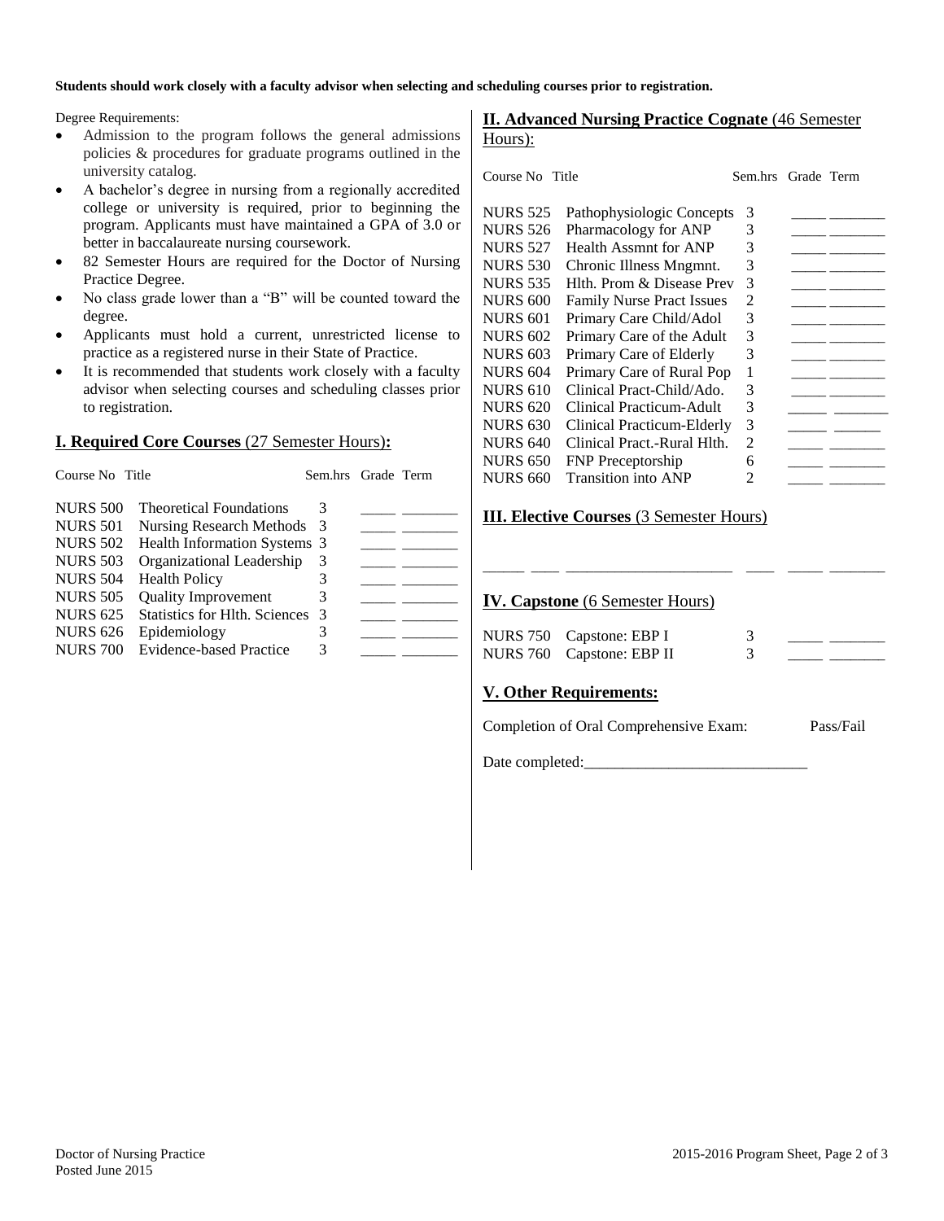**Students should work closely with a faculty advisor when selecting and scheduling courses prior to registration.**

Degree Requirements:

- Admission to the program follows the general admissions policies & procedures for graduate programs outlined in the university catalog.
- A bachelor's degree in nursing from a regionally accredited college or university is required, prior to beginning the program. Applicants must have maintained a GPA of 3.0 or better in baccalaureate nursing coursework.
- 82 Semester Hours are required for the Doctor of Nursing Practice Degree.
- No class grade lower than a "B" will be counted toward the degree.
- Applicants must hold a current, unrestricted license to practice as a registered nurse in their State of Practice.
- It is recommended that students work closely with a faculty advisor when selecting courses and scheduling classes prior to registration.

## I. Required Core Courses (27 Semester Hours):

| Course No | Title | Sem.hrs | Grade | Term |
|---|---|---|---|---|
| NURS 500 | Theoretical Foundations | 3 | _____ | _______ |
| NURS 501 | Nursing Research Methods | 3 | _____ | _______ |
| NURS 502 | Health Information Systems | 3 | _____ | _______ |
| NURS 503 | Organizational Leadership | 3 | _____ | _______ |
| NURS 504 | Health Policy | 3 | _____ | _______ |
| NURS 505 | Quality Improvement | 3 | _____ | _______ |
| NURS 625 | Statistics for Hlth. Sciences | 3 | _____ | _______ |
| NURS 626 | Epidemiology | 3 | _____ | _______ |
| NURS 700 | Evidence-based Practice | 3 | _____ | _______ |

## II. Advanced Nursing Practice Cognate (46 Semester Hours):

| Course No | Title | Sem.hrs | Grade | Term |
|---|---|---|---|---|
| NURS 525 | Pathophysiologic Concepts | 3 | _____ | _______ |
| NURS 526 | Pharmacology for ANP | 3 | _____ | _______ |
| NURS 527 | Health Assmnt for ANP | 3 | _____ | _______ |
| NURS 530 | Chronic Illness Mngmnt. | 3 | _____ | _______ |
| NURS 535 | Hlth. Prom & Disease Prev | 3 | _____ | _______ |
| NURS 600 | Family Nurse Pract Issues | 2 | _____ | _______ |
| NURS 601 | Primary Care Child/Adol | 3 | _____ | _______ |
| NURS 602 | Primary Care of the Adult | 3 | _____ | _______ |
| NURS 603 | Primary Care of Elderly | 3 | _____ | _______ |
| NURS 604 | Primary Care of Rural Pop | 1 | _____ | _______ |
| NURS 610 | Clinical Pract-Child/Ado. | 3 | _____ | _______ |
| NURS 620 | Clinical Practicum-Adult | 3 | _____ | _______ |
| NURS 630 | Clinical Practicum-Elderly | 3 | _____ | _______ |
| NURS 640 | Clinical Pract.-Rural Hlth. | 2 | _____ | _______ |
| NURS 650 | FNP Preceptorship | 6 | _____ | _______ |
| NURS 660 | Transition into ANP | 2 | _____ | _______ |

## III. Elective Courses (3 Semester Hours)

_____ ____ _____________________ ____ _____ _______

## IV. Capstone (6 Semester Hours)

| Course No | Title | Sem.hrs | Grade | Term |
|---|---|---|---|---|
| NURS 750 | Capstone: EBP I | 3 | _____ | _______ |
| NURS 760 | Capstone: EBP II | 3 | _____ | _______ |

## V. Other Requirements:

Completion of Oral Comprehensive Exam: Pass/Fail

Date completed:_____________________________

Doctor of Nursing Practice
Posted June 2015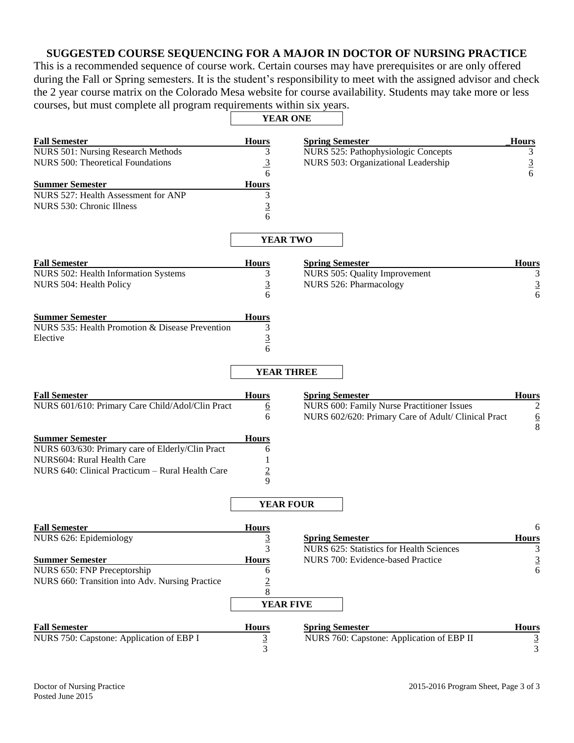## SUGGESTED COURSE SEQUENCING FOR A MAJOR IN DOCTOR OF NURSING PRACTICE

This is a recommended sequence of course work. Certain courses may have prerequisites or are only offered during the Fall or Spring semesters. It is the student's responsibility to meet with the assigned advisor and check the 2 year course matrix on the Colorado Mesa website for course availability. Students may take more or less courses, but must complete all program requirements within six years.

### YEAR ONE

| Fall Semester | Hours | Spring Semester | Hours |
|---|---|---|---|
| NURS 501: Nursing Research Methods | 3 | NURS 525: Pathophysiologic Concepts | 3 |
| NURS 500: Theoretical Foundations | 3 | NURS 503: Organizational Leadership | 3 |
| | 6 | | 6 |

| Summer Semester | Hours |
|---|---|
| NURS 527: Health Assessment for ANP | 3 |
| NURS 530: Chronic Illness | 3 |
| | 6 |

### YEAR TWO

| Fall Semester | Hours | Spring Semester | Hours |
|---|---|---|---|
| NURS 502: Health Information Systems | 3 | NURS 505: Quality Improvement | 3 |
| NURS 504: Health Policy | 3 | NURS 526: Pharmacology | 3 |
| | 6 | | 6 |

| Summer Semester | Hours |
|---|---|
| NURS 535: Health Promotion & Disease Prevention | 3 |
| Elective | 3 |
| | 6 |

### YEAR THREE

| Fall Semester | Hours | Spring Semester | Hours |
|---|---|---|---|
| NURS 601/610: Primary Care Child/Adol/Clin Pract | 6 | NURS 600: Family Nurse Practitioner Issues | 2 |
| | 6 | NURS 602/620: Primary Care of Adult/ Clinical Pract | 6 |
| | | | 8 |

| Summer Semester | Hours |
|---|---|
| NURS 603/630: Primary care of Elderly/Clin Pract | 6 |
| NURS604: Rural Health Care | 1 |
| NURS 640: Clinical Practicum – Rural Health Care | 2 |
| | 9 |

### YEAR FOUR

| Fall Semester | Hours | | 6 |
|---|---|---|---|
| NURS 626: Epidemiology | 3 | **Spring Semester** | **Hours** |
| | 3 | NURS 625: Statistics for Health Sciences | 3 |
| **Summer Semester** | **Hours** | NURS 700: Evidence-based Practice | 3 |
| NURS 650: FNP Preceptorship | 6 | | 6 |
| NURS 660: Transition into Adv. Nursing Practice | 2 | | |
| | 8 | | |

### YEAR FIVE

| Fall Semester | Hours | Spring Semester | Hours |
|---|---|---|---|
| NURS 750: Capstone: Application of EBP I | 3 | NURS 760: Capstone: Application of EBP II | 3 |
| | 3 | | 3 |

Doctor of Nursing Practice
Posted June 2015